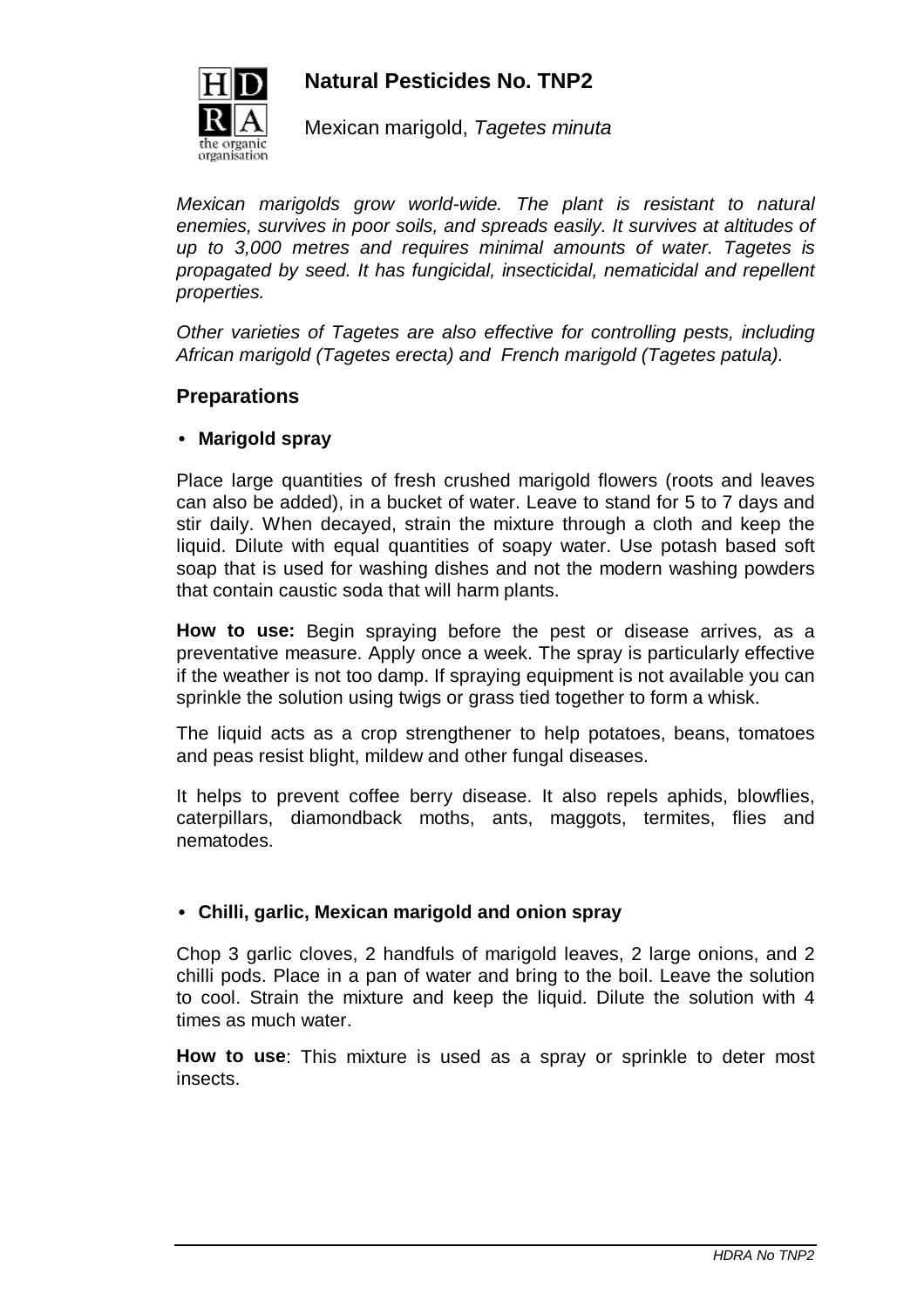# Natural Pesticides No. TNP2

Mexican marigold, *Tagetes minuta*

*Mexican marigolds grow world-wide. The plant is resistant to natural enemies, survives in poor soils, and spreads easily. It survives at altitudes of up to 3,000 metres and requires minimal amounts of water. Tagetes is propagated by seed. It has fungicidal, insecticidal, nematicidal and repellent properties.*

*Other varieties of Tagetes are also effective for controlling pests, including African marigold (Tagetes erecta) and French marigold (Tagetes patula).*

## Preparations

- **Marigold spray**

Place large quantities of fresh crushed marigold flowers (roots and leaves can also be added), in a bucket of water. Leave to stand for 5 to 7 days and stir daily. When decayed, strain the mixture through a cloth and keep the liquid. Dilute with equal quantities of soapy water. Use potash based soft soap that is used for washing dishes and not the modern washing powders that contain caustic soda that will harm plants.

**How to use:** Begin spraying before the pest or disease arrives, as a preventative measure. Apply once a week. The spray is particularly effective if the weather is not too damp. If spraying equipment is not available you can sprinkle the solution using twigs or grass tied together to form a whisk.

The liquid acts as a crop strengthener to help potatoes, beans, tomatoes and peas resist blight, mildew and other fungal diseases.

It helps to prevent coffee berry disease. It also repels aphids, blowflies, caterpillars, diamondback moths, ants, maggots, termites, flies and nematodes.

- **Chilli, garlic, Mexican marigold and onion spray**

Chop 3 garlic cloves, 2 handfuls of marigold leaves, 2 large onions, and 2 chilli pods. Place in a pan of water and bring to the boil. Leave the solution to cool. Strain the mixture and keep the liquid. Dilute the solution with 4 times as much water.

**How to use**: This mixture is used as a spray or sprinkle to deter most insects.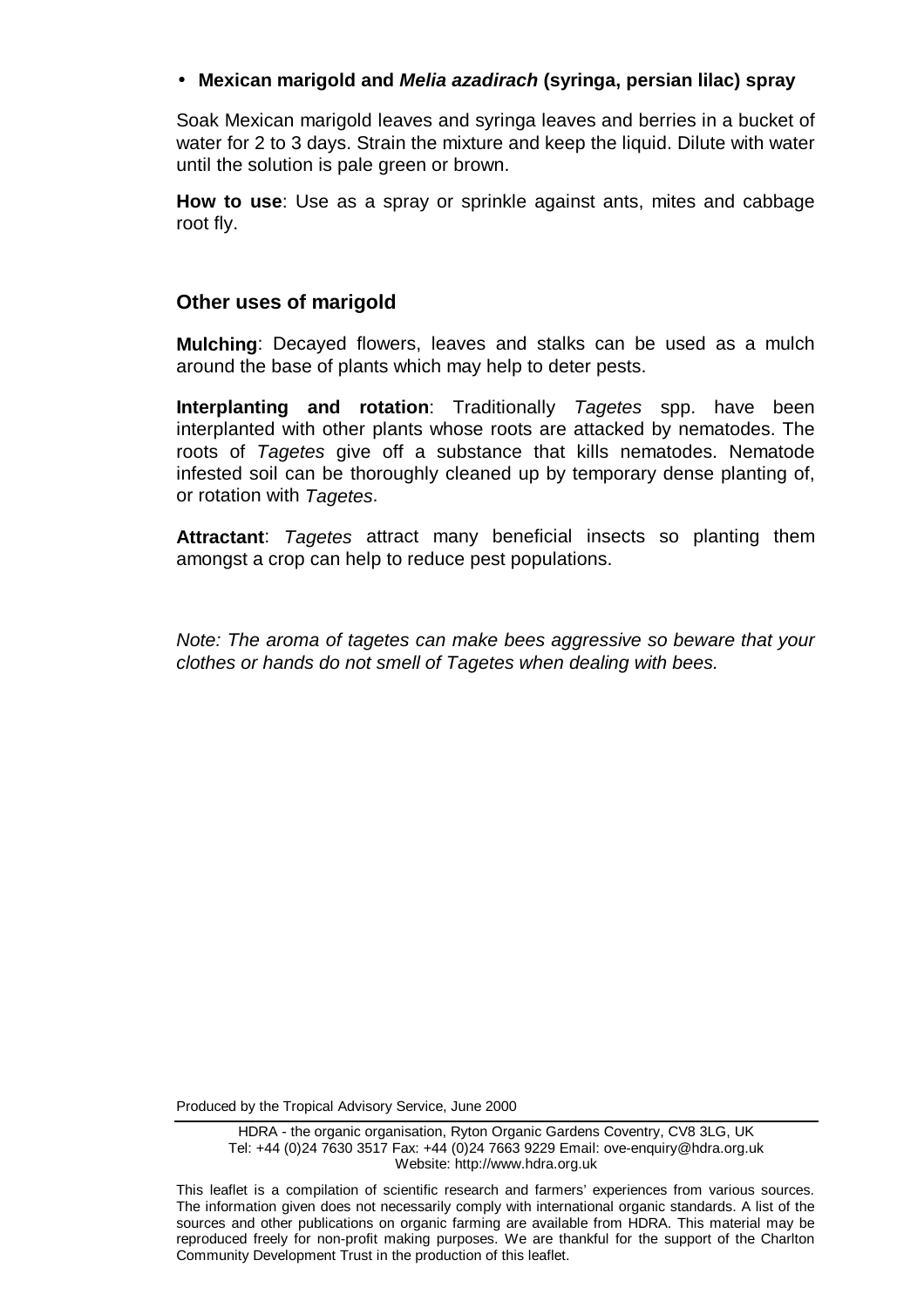- **Mexican marigold and *Melia azadirach* (syringa, persian lilac) spray**

Soak Mexican marigold leaves and syringa leaves and berries in a bucket of water for 2 to 3 days. Strain the mixture and keep the liquid. Dilute with water until the solution is pale green or brown.

**How to use**: Use as a spray or sprinkle against ants, mites and cabbage root fly.

## Other uses of marigold

**Mulching**: Decayed flowers, leaves and stalks can be used as a mulch around the base of plants which may help to deter pests.

**Interplanting and rotation**: Traditionally *Tagetes* spp. have been interplanted with other plants whose roots are attacked by nematodes. The roots of *Tagetes* give off a substance that kills nematodes. Nematode infested soil can be thoroughly cleaned up by temporary dense planting of, or rotation with *Tagetes*.

**Attractant**: *Tagetes* attract many beneficial insects so planting them amongst a crop can help to reduce pest populations.

*Note: The aroma of tagetes can make bees aggressive so beware that your clothes or hands do not smell of Tagetes when dealing with bees.*

Produced by the Tropical Advisory Service, June 2000

HDRA - the organic organisation, Ryton Organic Gardens Coventry, CV8 3LG, UK
Tel: +44 (0)24 7630 3517 Fax: +44 (0)24 7663 9229 Email: ove-enquiry@hdra.org.uk
Website: http://www.hdra.org.uk

This leaflet is a compilation of scientific research and farmers' experiences from various sources. The information given does not necessarily comply with international organic standards. A list of the sources and other publications on organic farming are available from HDRA. This material may be reproduced freely for non-profit making purposes. We are thankful for the support of the Charlton Community Development Trust in the production of this leaflet.